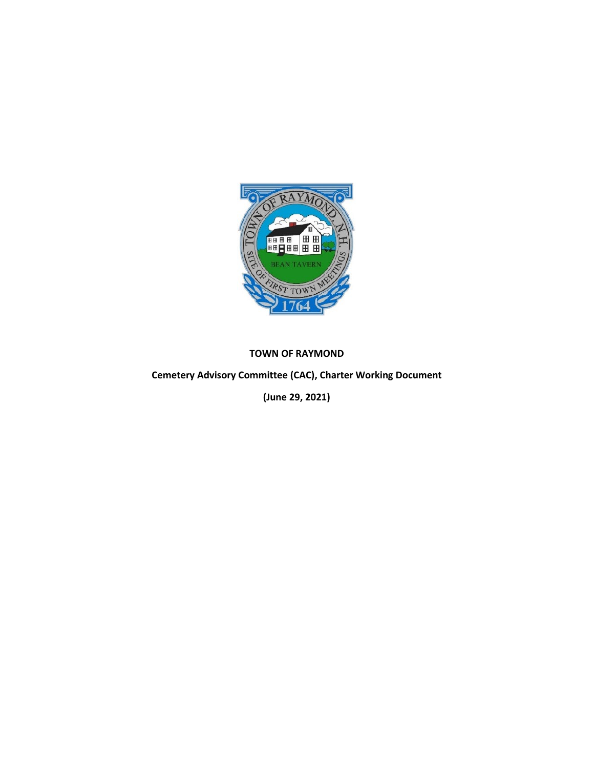**TOWN OF RAYMOND**

**Cemetery Advisory Committee (CAC), Charter Working Document**

**(June 29, 2021)**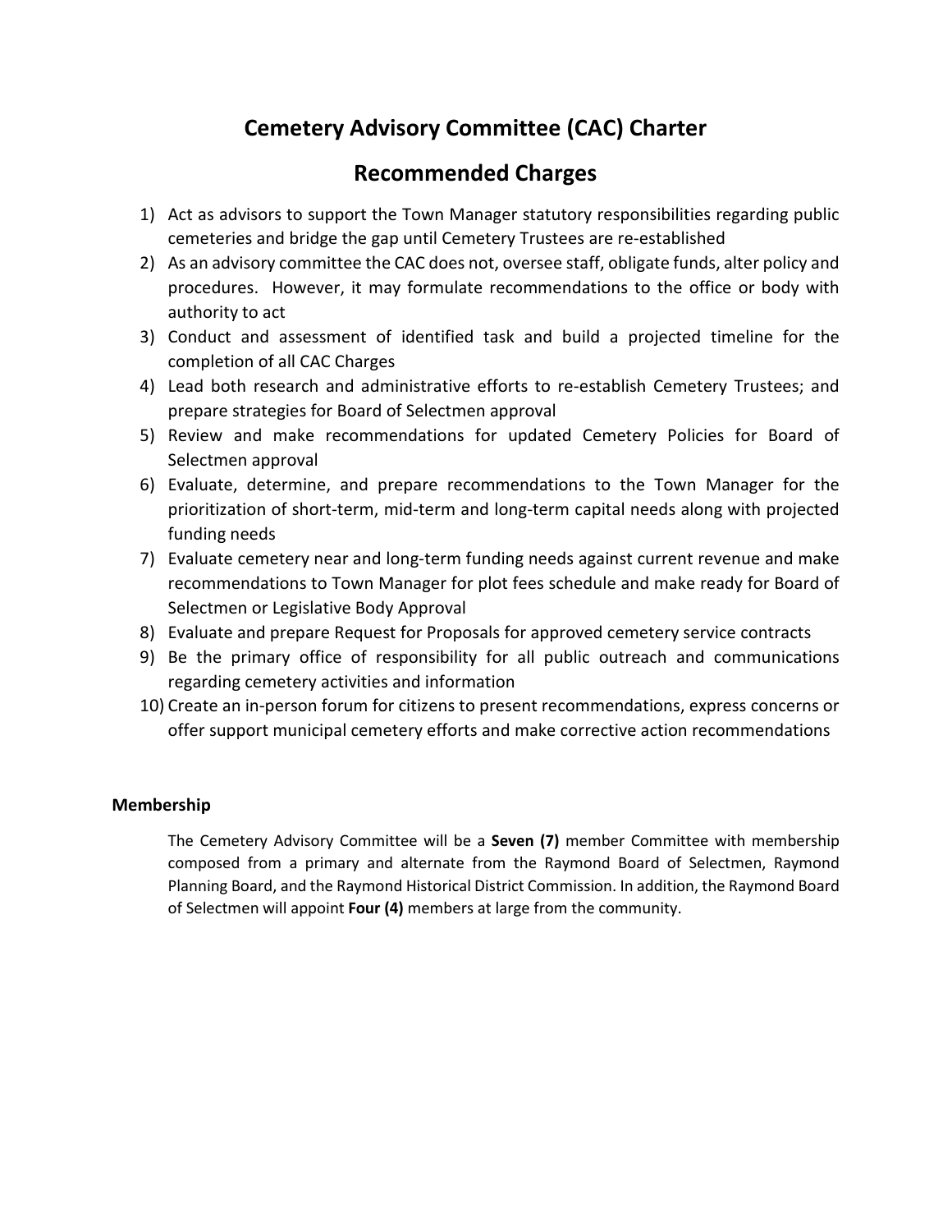# Cemetery Advisory Committee (CAC) Charter

## Recommended Charges

1) Act as advisors to support the Town Manager statutory responsibilities regarding public cemeteries and bridge the gap until Cemetery Trustees are re-established
2) As an advisory committee the CAC does not, oversee staff, obligate funds, alter policy and procedures. However, it may formulate recommendations to the office or body with authority to act
3) Conduct and assessment of identified task and build a projected timeline for the completion of all CAC Charges
4) Lead both research and administrative efforts to re-establish Cemetery Trustees; and prepare strategies for Board of Selectmen approval
5) Review and make recommendations for updated Cemetery Policies for Board of Selectmen approval
6) Evaluate, determine, and prepare recommendations to the Town Manager for the prioritization of short-term, mid-term and long-term capital needs along with projected funding needs
7) Evaluate cemetery near and long-term funding needs against current revenue and make recommendations to Town Manager for plot fees schedule and make ready for Board of Selectmen or Legislative Body Approval
8) Evaluate and prepare Request for Proposals for approved cemetery service contracts
9) Be the primary office of responsibility for all public outreach and communications regarding cemetery activities and information
10) Create an in-person forum for citizens to present recommendations, express concerns or offer support municipal cemetery efforts and make corrective action recommendations

### Membership

The Cemetery Advisory Committee will be a **Seven (7)** member Committee with membership composed from a primary and alternate from the Raymond Board of Selectmen, Raymond Planning Board, and the Raymond Historical District Commission. In addition, the Raymond Board of Selectmen will appoint **Four (4)** members at large from the community.